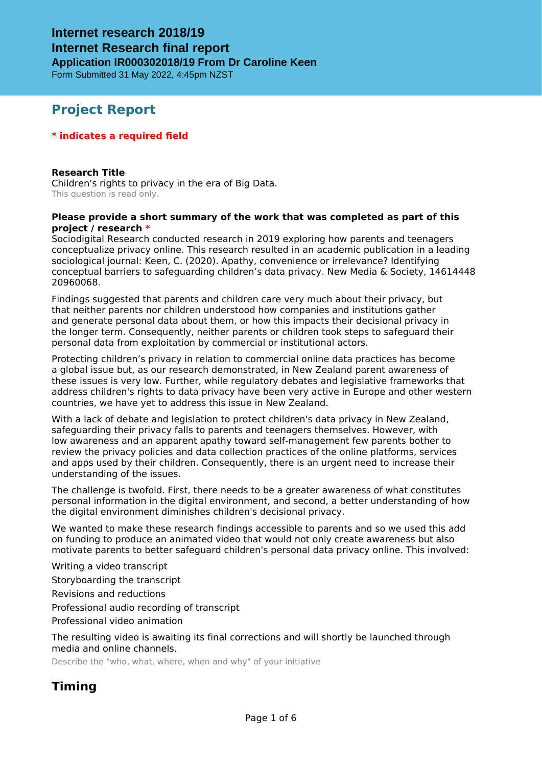# Internet research 2018/19

## Internet Research final report

### Application IR000302018/19 From Dr Caroline Keen

Form Submitted 31 May 2022, 4:45pm NZST

## Project Report

**\* indicates a required field**

**Research Title**

Children's rights to privacy in the era of Big Data.

This question is read only.

**Please provide a short summary of the work that was completed as part of this project / research \***

Sociodigital Research conducted research in 2019 exploring how parents and teenagers conceptualize privacy online. This research resulted in an academic publication in a leading sociological journal: Keen, C. (2020). Apathy, convenience or irrelevance? Identifying conceptual barriers to safeguarding children's data privacy. New Media & Society, 14614448 20960068.

Findings suggested that parents and children care very much about their privacy, but that neither parents nor children understood how companies and institutions gather and generate personal data about them, or how this impacts their decisional privacy in the longer term. Consequently, neither parents or children took steps to safeguard their personal data from exploitation by commercial or institutional actors.

Protecting children's privacy in relation to commercial online data practices has become a global issue but, as our research demonstrated, in New Zealand parent awareness of these issues is very low. Further, while regulatory debates and legislative frameworks that address children's rights to data privacy have been very active in Europe and other western countries, we have yet to address this issue in New Zealand.

With a lack of debate and legislation to protect children's data privacy in New Zealand, safeguarding their privacy falls to parents and teenagers themselves. However, with low awareness and an apparent apathy toward self-management few parents bother to review the privacy policies and data collection practices of the online platforms, services and apps used by their children. Consequently, there is an urgent need to increase their understanding of the issues.

The challenge is twofold. First, there needs to be a greater awareness of what constitutes personal information in the digital environment, and second, a better understanding of how the digital environment diminishes children's decisional privacy.

We wanted to make these research findings accessible to parents and so we used this add on funding to produce an animated video that would not only create awareness but also motivate parents to better safeguard children's personal data privacy online. This involved:

Writing a video transcript

Storyboarding the transcript

Revisions and reductions

Professional audio recording of transcript

Professional video animation

The resulting video is awaiting its final corrections and will shortly be launched through media and online channels.

Describe the "who, what, where, when and why" of your initiative

## Timing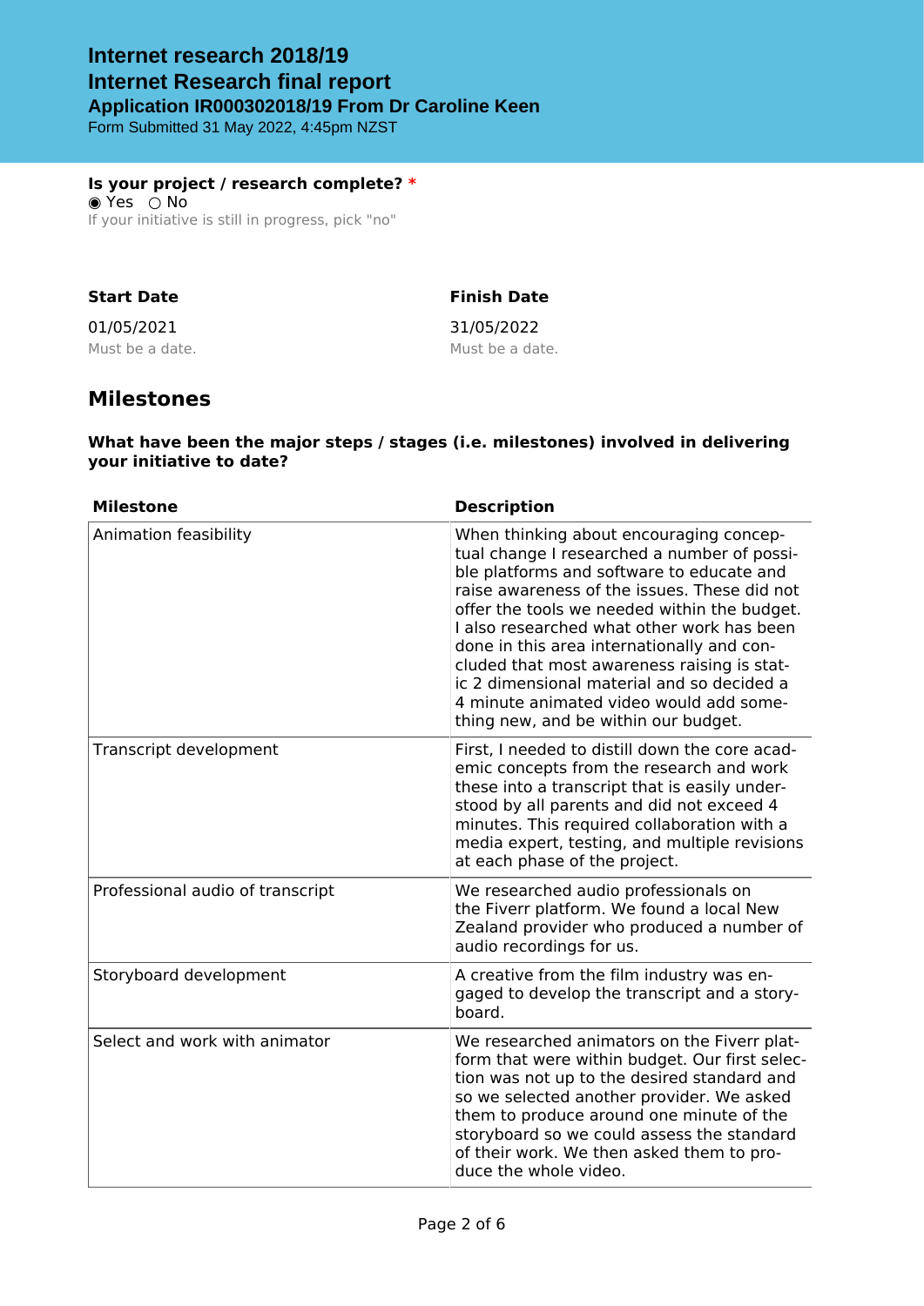# Internet research 2018/19
# Internet Research final report
### Application IR000302018/19 From Dr Caroline Keen
Form Submitted 31 May 2022, 4:45pm NZST

**Is your project / research complete? ***
◉ Yes ○ No
If your initiative is still in progress, pick "no"

| **Start Date** | **Finish Date** |
|---|---|
| 01/05/2021 | 31/05/2022 |
| Must be a date. | Must be a date. |

## Milestones

**What have been the major steps / stages (i.e. milestones) involved in delivering your initiative to date?**

| Milestone | Description |
|---|---|
| Animation feasibility | When thinking about encouraging conceptual change I researched a number of possible platforms and software to educate and raise awareness of the issues. These did not offer the tools we needed within the budget. I also researched what other work has been done in this area internationally and concluded that most awareness raising is static 2 dimensional material and so decided a 4 minute animated video would add something new, and be within our budget. |
| Transcript development | First, I needed to distill down the core academic concepts from the research and work these into a transcript that is easily understood by all parents and did not exceed 4 minutes. This required collaboration with a media expert, testing, and multiple revisions at each phase of the project. |
| Professional audio of transcript | We researched audio professionals on the Fiverr platform. We found a local New Zealand provider who produced a number of audio recordings for us. |
| Storyboard development | A creative from the film industry was engaged to develop the transcript and a storyboard. |
| Select and work with animator | We researched animators on the Fiverr platform that were within budget. Our first selection was not up to the desired standard and so we selected another provider. We asked them to produce around one minute of the storyboard so we could assess the standard of their work. We then asked them to produce the whole video. |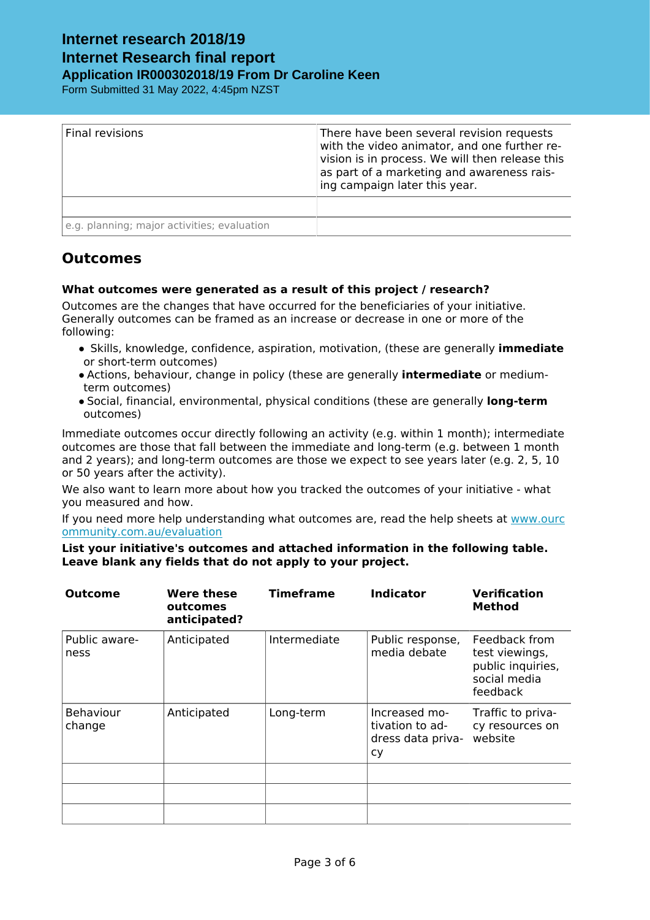| Final revisions | There have been several revision requests with the video animator, and one further revision is in process. We will then release this as part of a marketing and awareness raising campaign later this year. |
| --- | --- |
| | |
| e.g. planning; major activities; evaluation | |

## Outcomes

**What outcomes were generated as a result of this project / research?**

Outcomes are the changes that have occurred for the beneficiaries of your initiative. Generally outcomes can be framed as an increase or decrease in one or more of the following:

- Skills, knowledge, confidence, aspiration, motivation, (these are generally **immediate** or short-term outcomes)
- Actions, behaviour, change in policy (these are generally **intermediate** or medium-term outcomes)
- Social, financial, environmental, physical conditions (these are generally **long-term** outcomes)

Immediate outcomes occur directly following an activity (e.g. within 1 month); intermediate outcomes are those that fall between the immediate and long-term (e.g. between 1 month and 2 years); and long-term outcomes are those we expect to see years later (e.g. 2, 5, 10 or 50 years after the activity).

We also want to learn more about how you tracked the outcomes of your initiative - what you measured and how.

If you need more help understanding what outcomes are, read the help sheets at www.ourcommunity.com.au/evaluation

**List your initiative's outcomes and attached information in the following table. Leave blank any fields that do not apply to your project.**

| Outcome | Were these outcomes anticipated? | Timeframe | Indicator | Verification Method |
| --- | --- | --- | --- | --- |
| Public awareness | Anticipated | Intermediate | Public response, media debate | Feedback from test viewings, public inquiries, social media feedback |
| Behaviour change | Anticipated | Long-term | Increased motivation to address data privacy | Traffic to privacy resources on website |
| | | | | |
| | | | | |
| | | | | |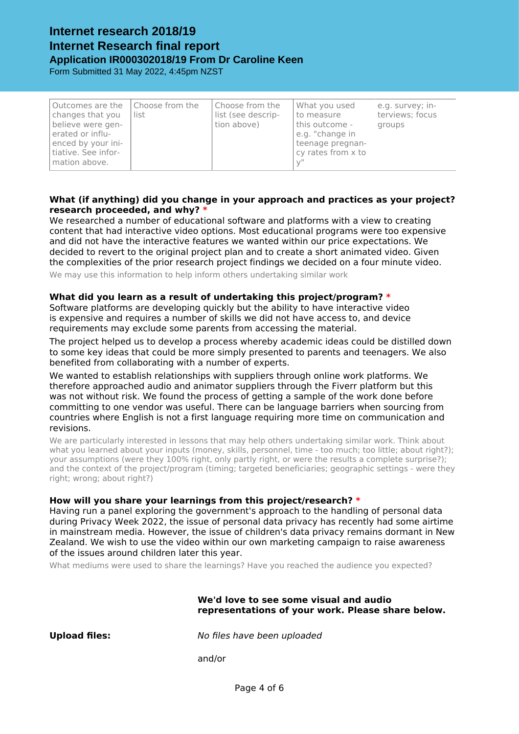# Internet research 2018/19

## Internet Research final report

### Application IR000302018/19 From Dr Caroline Keen

Form Submitted 31 May 2022, 4:45pm NZST

| Outcomes are the changes that you believe were generated or influenced by your initiative. See information above. | Choose from the list | Choose from the list (see description above) | What you used to measure this outcome - e.g. "change in teenage pregnancy rates from x to y" | e.g. survey; interviews; focus groups |
|---|---|---|---|---|

**What (if anything) did you change in your approach and practices as your project? research proceeded, and why?** *

We researched a number of educational software and platforms with a view to creating content that had interactive video options. Most educational programs were too expensive and did not have the interactive features we wanted within our price expectations. We decided to revert to the original project plan and to create a short animated video. Given the complexities of the prior research project findings we decided on a four minute video.

We may use this information to help inform others undertaking similar work

**What did you learn as a result of undertaking this project/program?** *

Software platforms are developing quickly but the ability to have interactive video is expensive and requires a number of skills we did not have access to, and device requirements may exclude some parents from accessing the material.

The project helped us to develop a process whereby academic ideas could be distilled down to some key ideas that could be more simply presented to parents and teenagers. We also benefited from collaborating with a number of experts.

We wanted to establish relationships with suppliers through online work platforms. We therefore approached audio and animator suppliers through the Fiverr platform but this was not without risk. We found the process of getting a sample of the work done before committing to one vendor was useful. There can be language barriers when sourcing from countries where English is not a first language requiring more time on communication and revisions.

We are particularly interested in lessons that may help others undertaking similar work. Think about what you learned about your inputs (money, skills, personnel, time - too much; too little; about right?); your assumptions (were they 100% right, only partly right, or were the results a complete surprise?); and the context of the project/program (timing; targeted beneficiaries; geographic settings - were they right; wrong; about right?)

**How will you share your learnings from this project/research?** *

Having run a panel exploring the government's approach to the handling of personal data during Privacy Week 2022, the issue of personal data privacy has recently had some airtime in mainstream media. However, the issue of children's data privacy remains dormant in New Zealand. We wish to use the video within our own marketing campaign to raise awareness of the issues around children later this year.

What mediums were used to share the learnings? Have you reached the audience you expected?

**We'd love to see some visual and audio representations of your work. Please share below.**

**Upload files:** *No files have been uploaded*

and/or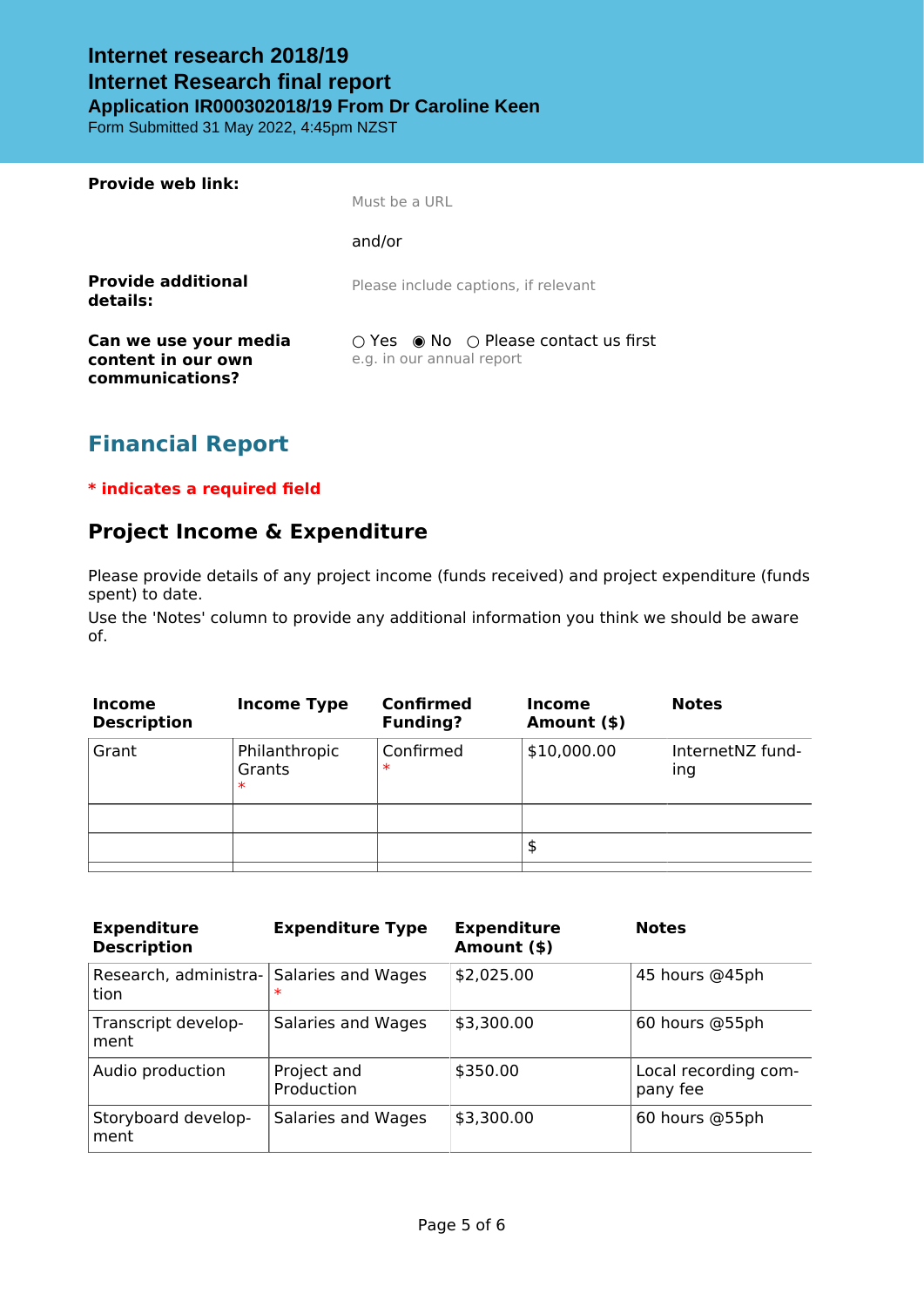**Internet research 2018/19**
**Internet Research final report**
**Application IR000302018/19 From Dr Caroline Keen**
Form Submitted 31 May 2022, 4:45pm NZST

**Provide web link:**

Must be a URL

and/or

**Provide additional details:**

Please include captions, if relevant

**Can we use your media content in our own communications?**

○ Yes ◉ No ○ Please contact us first
e.g. in our annual report

## Financial Report

**\* indicates a required field**

### Project Income & Expenditure

Please provide details of any project income (funds received) and project expenditure (funds spent) to date.

Use the 'Notes' column to provide any additional information you think we should be aware of.

| Income Description | Income Type | Confirmed Funding? | Income Amount ($) | Notes |
|---|---|---|---|---|
| Grant | Philanthropic Grants * | Confirmed * | $10,000.00 | InternetNZ funding |
| | | | | |
| | | | $ | |

| Expenditure Description | Expenditure Type | Expenditure Amount ($) | Notes |
|---|---|---|---|
| Research, administration | Salaries and Wages * | $2,025.00 | 45 hours @45ph |
| Transcript development | Salaries and Wages | $3,300.00 | 60 hours @55ph |
| Audio production | Project and Production | $350.00 | Local recording company fee |
| Storyboard development | Salaries and Wages | $3,300.00 | 60 hours @55ph |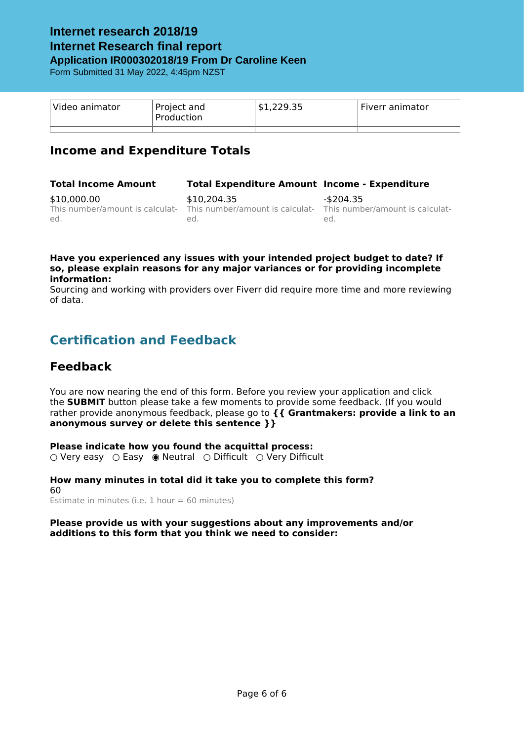| | | | |
|---|---|---|---|
| Video animator | Project and Production | $1,229.35 | Fiverr animator |
| | | | |

## Income and Expenditure Totals

| Total Income Amount | Total Expenditure Amount | Income - Expenditure |
|---|---|---|
| $10,000.00<br>This number/amount is calculated. | $10,204.35<br>This number/amount is calculated. | -$204.35<br>This number/amount is calculated. |

**Have you experienced any issues with your intended project budget to date? If so, please explain reasons for any major variances or for providing incomplete information:**
Sourcing and working with providers over Fiverr did require more time and more reviewing of data.

# Certification and Feedback

## Feedback

You are now nearing the end of this form. Before you review your application and click the **SUBMIT** button please take a few moments to provide some feedback. (If you would rather provide anonymous feedback, please go to **{{ Grantmakers: provide a link to an anonymous survey or delete this sentence }}**

**Please indicate how you found the acquittal process:**
○ Very easy ○ Easy ◉ Neutral ○ Difficult ○ Very Difficult

**How many minutes in total did it take you to complete this form?**
60
Estimate in minutes (i.e. 1 hour = 60 minutes)

**Please provide us with your suggestions about any improvements and/or additions to this form that you think we need to consider:**